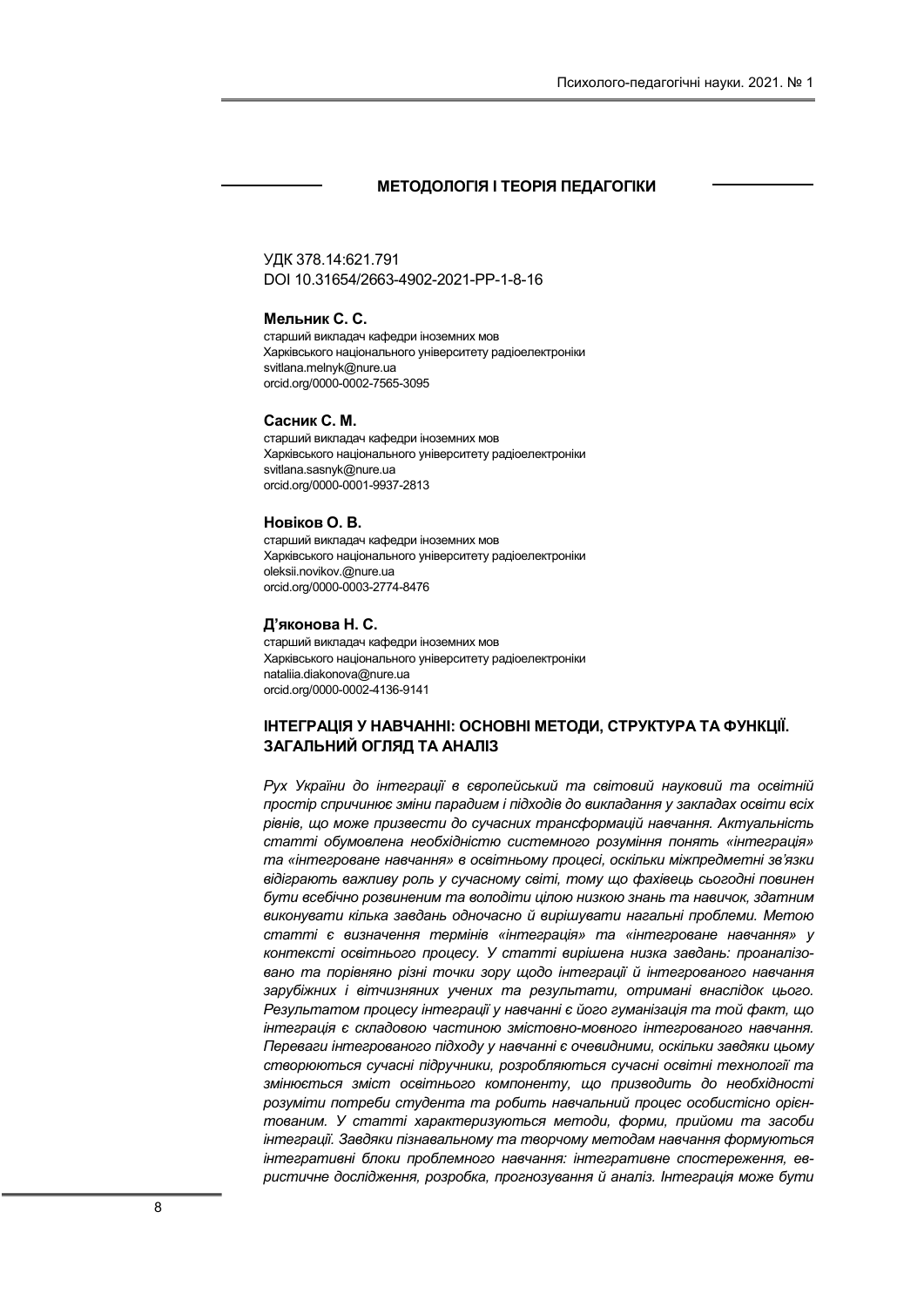## МЕТОДОЛОГІЯ І ТЕОРІЯ ПЕДАГОГІКИ

УДК 378.14:621.791
DOI 10.31654/2663-4902-2021-PP-1-8-16

**Мельник С. С.**
старший викладач кафедри іноземних мов
Харківського національного університету радіоелектроніки
svitlana.melnyk@nure.ua
orcid.org/0000-0002-7565-3095

**Сасник С. М.**
старший викладач кафедри іноземних мов
Харківського національного університету радіоелектроніки
svitlana.sasnyk@nure.ua
orcid.org/0000-0001-9937-2813

**Новіков О. В.**
старший викладач кафедри іноземних мов
Харківського національного університету радіоелектроніки
oleksii.novikov.@nure.ua
orcid.org/0000-0003-2774-8476

**Д'яконова Н. С.**
старший викладач кафедри іноземних мов
Харківського національного університету радіоелектроніки
nataliia.diakonova@nure.ua
orcid.org/0000-0002-4136-9141

# ІНТЕГРАЦІЯ У НАВЧАННІ: ОСНОВНІ МЕТОДИ, СТРУКТУРА ТА ФУНКЦІЇ. ЗАГАЛЬНИЙ ОГЛЯД ТА АНАЛІЗ

*Рух України до інтеграції в європейський та світовий науковий та освітній простір спричинює зміни парадигм і підходів до викладання у закладах освіти всіх рівнів, що може призвести до сучасних трансформацій навчання. Актуальність статті обумовлена необхідністю системного розуміння понять «інтеграція» та «інтегроване навчання» в освітньому процесі, оскільки міжпредметні зв'язки відіграють важливу роль у сучасному світі, тому що фахівець сьогодні повинен бути всебічно розвиненим та володіти цілою низкою знань та навичок, здатним виконувати кілька завдань одночасно й вирішувати нагальні проблеми. Метою статті є визначення термінів «інтеграція» та «інтегроване навчання» у контексті освітнього процесу. У статті вирішена низка завдань: проаналізовано та порівняно різні точки зору щодо інтеграції й інтегрованого навчання зарубіжних і вітчизняних учених та результати, отримані внаслідок цього. Результатом процесу інтеграції у навчанні є його гуманізація та той факт, що інтеграція є складовою частиною змістовно-мовного інтегрованого навчання. Переваги інтегрованого підходу у навчанні є очевидними, оскільки завдяки цьому створюються сучасні підручники, розробляються сучасні освітні технології та змінюється зміст освітнього компоненту, що призводить до необхідності розуміти потреби студента та робить навчальний процес особистісно орієнтованим. У статті характеризуються методи, форми, прийоми та засоби інтеграції. Завдяки пізнавальному та творчому методам навчання формуються інтегративні блоки проблемного навчання: інтегративне спостереження, евристичне дослідження, розробка, прогнозування й аналіз. Інтеграція може бути*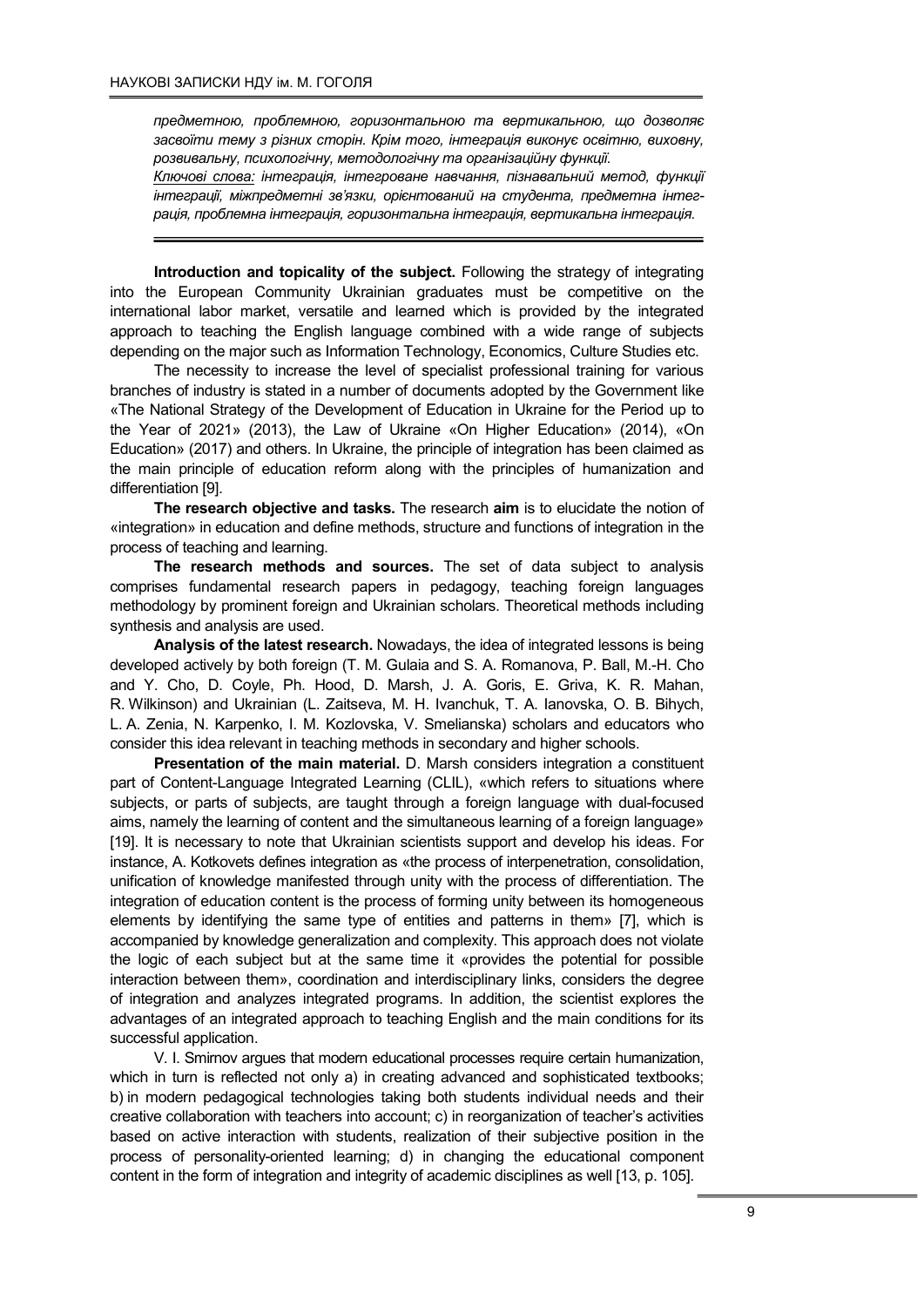*предметною, проблемною, горизонтальною та вертикальною, що дозволяє засвоїти тему з різних сторін. Крім того, інтеграція виконує освітню, виховну, розвивальну, психологічну, методологічну та організаційну функції.*

*Ключові слова: інтеграція, інтегроване навчання, пізнавальний метод, функції інтеграції, міжпредметні зв'язки, орієнтований на студента, предметна інтеграція, проблемна інтеграція, горизонтальна інтеграція, вертикальна інтеграція.*

**Introduction and topicality of the subject.** Following the strategy of integrating into the European Community Ukrainian graduates must be competitive on the international labor market, versatile and learned which is provided by the integrated approach to teaching the English language combined with a wide range of subjects depending on the major such as Information Technology, Economics, Culture Studies etc.

The necessity to increase the level of specialist professional training for various branches of industry is stated in a number of documents adopted by the Government like «The National Strategy of the Development of Education in Ukraine for the Period up to the Year of 2021» (2013), the Law of Ukraine «On Higher Education» (2014), «On Education» (2017) and others. In Ukraine, the principle of integration has been claimed as the main principle of education reform along with the principles of humanization and differentiation [9].

**The research objective and tasks.** The research **aim** is to elucidate the notion of «integration» in education and define methods, structure and functions of integration in the process of teaching and learning.

**The research methods and sources.** The set of data subject to analysis comprises fundamental research papers in pedagogy, teaching foreign languages methodology by prominent foreign and Ukrainian scholars. Theoretical methods including synthesis and analysis are used.

**Analysis of the latest research.** Nowadays, the idea of integrated lessons is being developed actively by both foreign (T. M. Gulaia and S. A. Romanova, P. Ball, M.-H. Cho and Y. Cho, D. Coyle, Ph. Hood, D. Marsh, J. A. Goris, E. Griva, K. R. Mahan, R. Wilkinson) and Ukrainian (L. Zaitseva, M. H. Ivanchuk, T. A. Ianovska, O. B. Bihych, L. A. Zenia, N. Karpenko, I. M. Kozlovska, V. Smelianska) scholars and educators who consider this idea relevant in teaching methods in secondary and higher schools.

**Presentation of the main material.** D. Marsh considers integration a constituent part of Content-Language Integrated Learning (CLIL), «which refers to situations where subjects, or parts of subjects, are taught through a foreign language with dual-focused aims, namely the learning of content and the simultaneous learning of a foreign language» [19]. It is necessary to note that Ukrainian scientists support and develop his ideas. For instance, A. Kotkovets defines integration as «the process of interpenetration, consolidation, unification of knowledge manifested through unity with the process of differentiation. The integration of education content is the process of forming unity between its homogeneous elements by identifying the same type of entities and patterns in them» [7], which is accompanied by knowledge generalization and complexity. This approach does not violate the logic of each subject but at the same time it «provides the potential for possible interaction between them», coordination and interdisciplinary links, considers the degree of integration and analyzes integrated programs. In addition, the scientist explores the advantages of an integrated approach to teaching English and the main conditions for its successful application.

V. I. Smirnov argues that modern educational processes require certain humanization, which in turn is reflected not only a) in creating advanced and sophisticated textbooks; b) in modern pedagogical technologies taking both students individual needs and their creative collaboration with teachers into account; c) in reorganization of teacher's activities based on active interaction with students, realization of their subjective position in the process of personality-oriented learning; d) in changing the educational component content in the form of integration and integrity of academic disciplines as well [13, p. 105].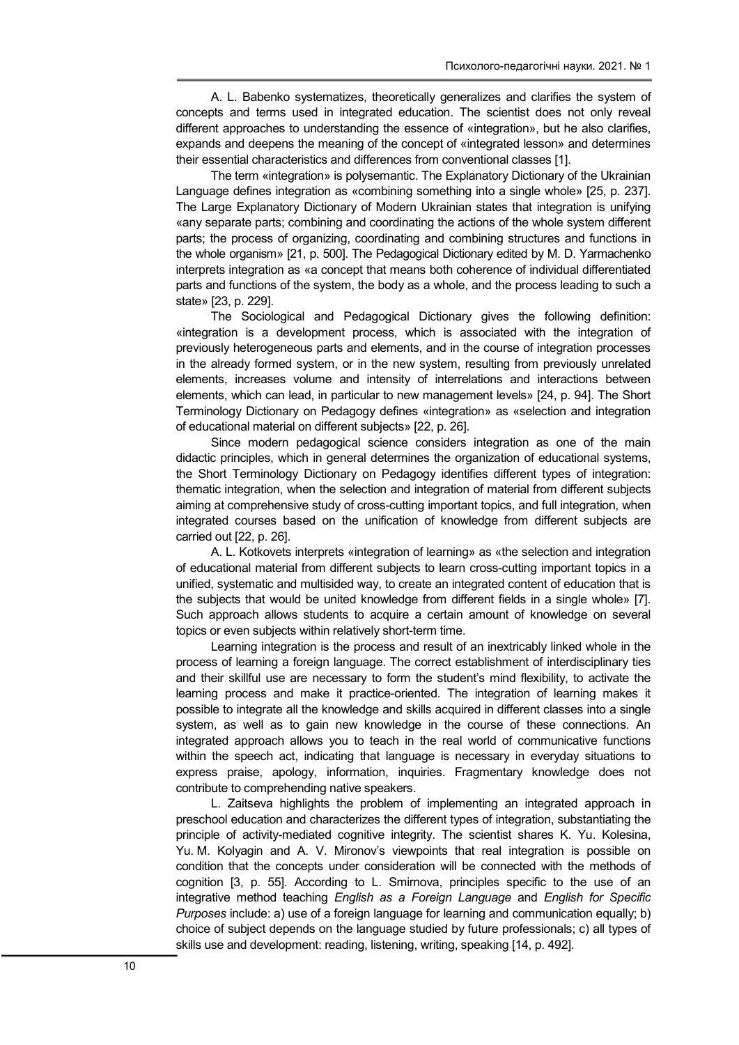A. L. Babenko systematizes, theoretically generalizes and clarifies the system of concepts and terms used in integrated education. The scientist does not only reveal different approaches to understanding the essence of «integration», but he also clarifies, expands and deepens the meaning of the concept of «integrated lesson» and determines their essential characteristics and differences from conventional classes [1].

The term «integration» is polysemantic. The Explanatory Dictionary of the Ukrainian Language defines integration as «combining something into a single whole» [25, p. 237]. The Large Explanatory Dictionary of Modern Ukrainian states that integration is unifying «any separate parts; combining and coordinating the actions of the whole system different parts; the process of organizing, coordinating and combining structures and functions in the whole organism» [21, p. 500]. The Pedagogical Dictionary edited by M. D. Yarmachenko interprets integration as «a concept that means both coherence of individual differentiated parts and functions of the system, the body as a whole, and the process leading to such a state» [23, p. 229].

The Sociological and Pedagogical Dictionary gives the following definition: «integration is a development process, which is associated with the integration of previously heterogeneous parts and elements, and in the course of integration processes in the already formed system, or in the new system, resulting from previously unrelated elements, increases volume and intensity of interrelations and interactions between elements, which can lead, in particular to new management levels» [24, p. 94]. The Short Terminology Dictionary on Pedagogy defines «integration» as «selection and integration of educational material on different subjects» [22, p. 26].

Since modern pedagogical science considers integration as one of the main didactic principles, which in general determines the organization of educational systems, the Short Terminology Dictionary on Pedagogy identifies different types of integration: thematic integration, when the selection and integration of material from different subjects aiming at comprehensive study of cross-cutting important topics, and full integration, when integrated courses based on the unification of knowledge from different subjects are carried out [22, p. 26].

A. L. Kotkovets interprets «integration of learning» as «the selection and integration of educational material from different subjects to learn cross-cutting important topics in a unified, systematic and multisided way, to create an integrated content of education that is the subjects that would be united knowledge from different fields in a single whole» [7]. Such approach allows students to acquire a certain amount of knowledge on several topics or even subjects within relatively short-term time.

Learning integration is the process and result of an inextricably linked whole in the process of learning a foreign language. The correct establishment of interdisciplinary ties and their skillful use are necessary to form the student's mind flexibility, to activate the learning process and make it practice-oriented. The integration of learning makes it possible to integrate all the knowledge and skills acquired in different classes into a single system, as well as to gain new knowledge in the course of these connections. An integrated approach allows you to teach in the real world of communicative functions within the speech act, indicating that language is necessary in everyday situations to express praise, apology, information, inquiries. Fragmentary knowledge does not contribute to comprehending native speakers.

L. Zaitseva highlights the problem of implementing an integrated approach in preschool education and characterizes the different types of integration, substantiating the principle of activity-mediated cognitive integrity. The scientist shares K. Yu. Kolesina, Yu. M. Kolyagin and A. V. Mironov's viewpoints that real integration is possible on condition that the concepts under consideration will be connected with the methods of cognition [3, p. 55]. According to L. Smirnova, principles specific to the use of an integrative method teaching *English as a Foreign Language* and *English for Specific Purposes* include: a) use of a foreign language for learning and communication equally; b) choice of subject depends on the language studied by future professionals; c) all types of skills use and development: reading, listening, writing, speaking [14, p. 492].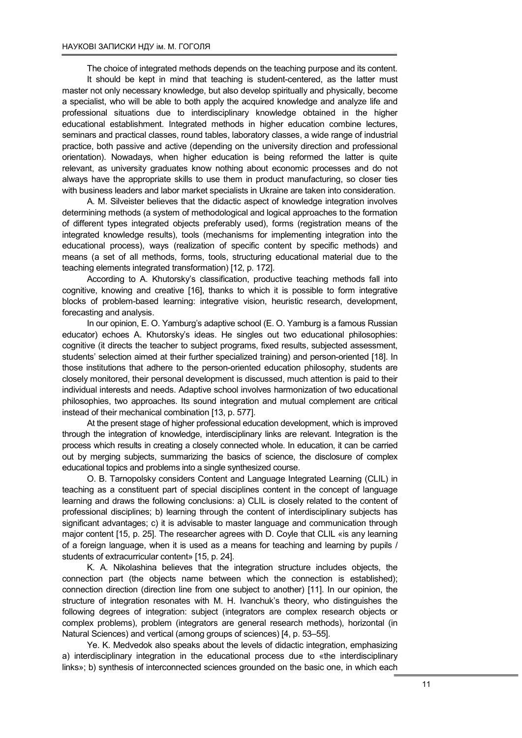The choice of integrated methods depends on the teaching purpose and its content.

It should be kept in mind that teaching is student-centered, as the latter must master not only necessary knowledge, but also develop spiritually and physically, become a specialist, who will be able to both apply the acquired knowledge and analyze life and professional situations due to interdisciplinary knowledge obtained in the higher educational establishment. Integrated methods in higher education combine lectures, seminars and practical classes, round tables, laboratory classes, a wide range of industrial practice, both passive and active (depending on the university direction and professional orientation). Nowadays, when higher education is being reformed the latter is quite relevant, as university graduates know nothing about economic processes and do not always have the appropriate skills to use them in product manufacturing, so closer ties with business leaders and labor market specialists in Ukraine are taken into consideration.

A. M. Silveister believes that the didactic aspect of knowledge integration involves determining methods (a system of methodological and logical approaches to the formation of different types integrated objects preferably used), forms (registration means of the integrated knowledge results), tools (mechanisms for implementing integration into the educational process), ways (realization of specific content by specific methods) and means (a set of all methods, forms, tools, structuring educational material due to the teaching elements integrated transformation) [12, p. 172].

According to A. Khutorsky's classification, productive teaching methods fall into cognitive, knowing and creative [16], thanks to which it is possible to form integrative blocks of problem-based learning: integrative vision, heuristic research, development, forecasting and analysis.

In our opinion, E. O. Yamburg's adaptive school (E. O. Yamburg is a famous Russian educator) echoes A. Khutorsky's ideas. He singles out two educational philosophies: cognitive (it directs the teacher to subject programs, fixed results, subjected assessment, students' selection aimed at their further specialized training) and person-oriented [18]. In those institutions that adhere to the person-oriented education philosophy, students are closely monitored, their personal development is discussed, much attention is paid to their individual interests and needs. Adaptive school involves harmonization of two educational philosophies, two approaches. Its sound integration and mutual complement are critical instead of their mechanical combination [13, p. 577].

At the present stage of higher professional education development, which is improved through the integration of knowledge, interdisciplinary links are relevant. Integration is the process which results in creating a closely connected whole. In education, it can be carried out by merging subjects, summarizing the basics of science, the disclosure of complex educational topics and problems into a single synthesized course.

O. B. Tarnopolsky considers Content and Language Integrated Learning (CLIL) in teaching as a constituent part of special disciplines content in the concept of language learning and draws the following conclusions: a) CLIL is closely related to the content of professional disciplines; b) learning through the content of interdisciplinary subjects has significant advantages; c) it is advisable to master language and communication through major content [15, p. 25]. The researcher agrees with D. Coyle that CLIL «is any learning of a foreign language, when it is used as a means for teaching and learning by pupils / students of extracurricular content» [15, p. 24].

K. A. Nikolashina believes that the integration structure includes objects, the connection part (the objects name between which the connection is established); connection direction (direction line from one subject to another) [11]. In our opinion, the structure of integration resonates with M. H. Ivanchuk's theory, who distinguishes the following degrees of integration: subject (integrators are complex research objects or complex problems), problem (integrators are general research methods), horizontal (in Natural Sciences) and vertical (among groups of sciences) [4, p. 53–55].

Ye. K. Medvedok also speaks about the levels of didactic integration, emphasizing a) interdisciplinary integration in the educational process due to «the interdisciplinary links»; b) synthesis of interconnected sciences grounded on the basic one, in which each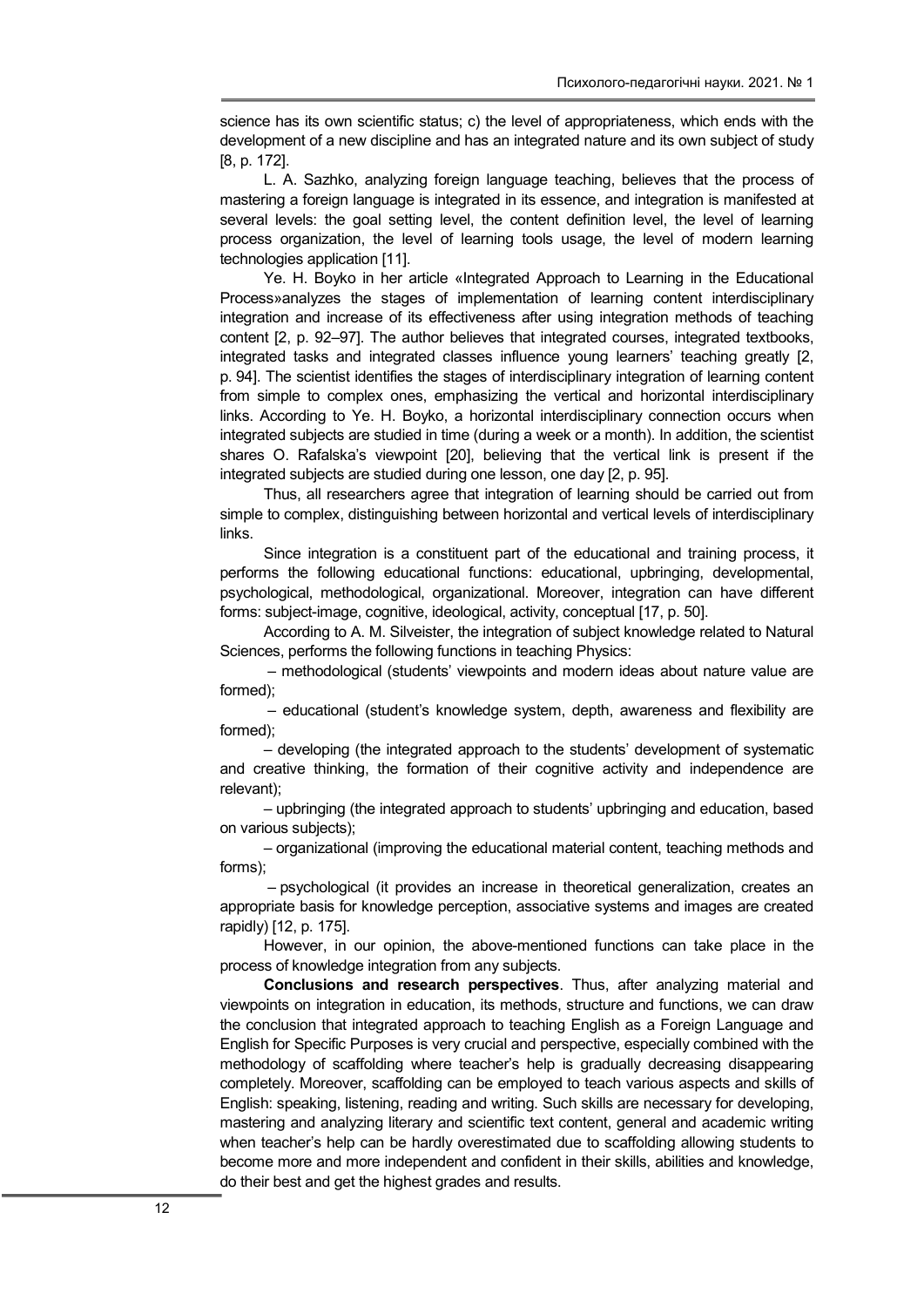science has its own scientific status; c) the level of appropriateness, which ends with the development of a new discipline and has an integrated nature and its own subject of study [8, p. 172].

L. A. Sazhko, analyzing foreign language teaching, believes that the process of mastering a foreign language is integrated in its essence, and integration is manifested at several levels: the goal setting level, the content definition level, the level of learning process organization, the level of learning tools usage, the level of modern learning technologies application [11].

Ye. H. Boyko in her article «Integrated Approach to Learning in the Educational Process»analyzes the stages of implementation of learning content interdisciplinary integration and increase of its effectiveness after using integration methods of teaching content [2, p. 92–97]. The author believes that integrated courses, integrated textbooks, integrated tasks and integrated classes influence young learners' teaching greatly [2, p. 94]. The scientist identifies the stages of interdisciplinary integration of learning content from simple to complex ones, emphasizing the vertical and horizontal interdisciplinary links. According to Ye. H. Boyko, a horizontal interdisciplinary connection occurs when integrated subjects are studied in time (during a week or a month). In addition, the scientist shares O. Rafalska's viewpoint [20], believing that the vertical link is present if the integrated subjects are studied during one lesson, one day [2, p. 95].

Thus, all researchers agree that integration of learning should be carried out from simple to complex, distinguishing between horizontal and vertical levels of interdisciplinary links.

Since integration is a constituent part of the educational and training process, it performs the following educational functions: educational, upbringing, developmental, psychological, methodological, organizational. Moreover, integration can have different forms: subject-image, cognitive, ideological, activity, conceptual [17, p. 50].

According to A. M. Silveister, the integration of subject knowledge related to Natural Sciences, performs the following functions in teaching Physics:

– methodological (students' viewpoints and modern ideas about nature value are formed);

– educational (student's knowledge system, depth, awareness and flexibility are formed);

– developing (the integrated approach to the students' development of systematic and creative thinking, the formation of their cognitive activity and independence are relevant);

– upbringing (the integrated approach to students' upbringing and education, based on various subjects);

– organizational (improving the educational material content, teaching methods and forms);

– psychological (it provides an increase in theoretical generalization, creates an appropriate basis for knowledge perception, associative systems and images are created rapidly) [12, p. 175].

However, in our opinion, the above-mentioned functions can take place in the process of knowledge integration from any subjects.

**Conclusions and research perspectives**. Thus, after analyzing material and viewpoints on integration in education, its methods, structure and functions, we can draw the conclusion that integrated approach to teaching English as a Foreign Language and English for Specific Purposes is very crucial and perspective, especially combined with the methodology of scaffolding where teacher's help is gradually decreasing disappearing completely. Moreover, scaffolding can be employed to teach various aspects and skills of English: speaking, listening, reading and writing. Such skills are necessary for developing, mastering and analyzing literary and scientific text content, general and academic writing when teacher's help can be hardly overestimated due to scaffolding allowing students to become more and more independent and confident in their skills, abilities and knowledge, do their best and get the highest grades and results.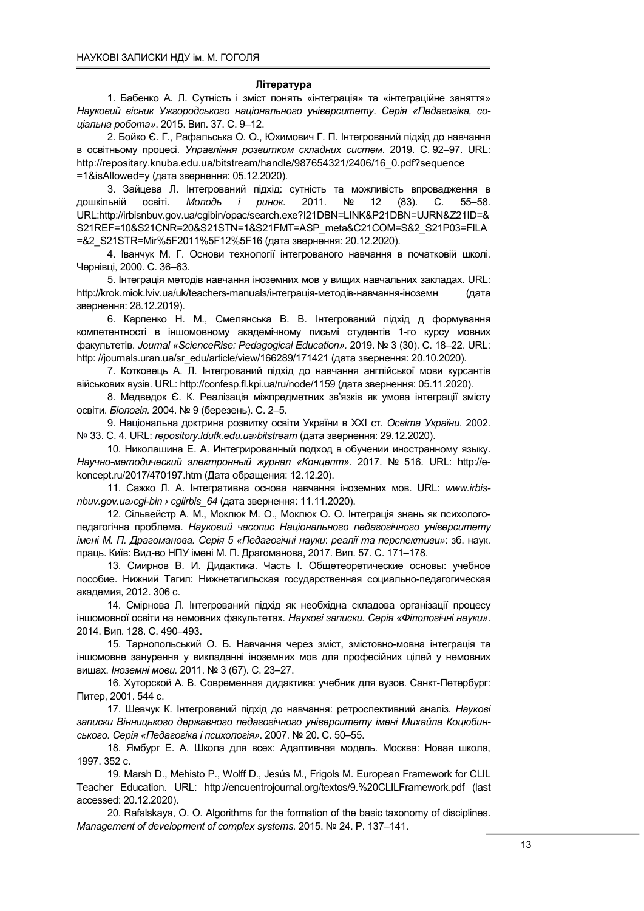### Література

1. Бабенко А. Л. Сутність і зміст понять «інтеграція» та «інтеграційне заняття» *Науковий вісник Ужгородського національного університету. Серія «Педагогіка, соціальна робота»*. 2015. Вип. 37. С. 9–12.

2. Бойко Є. Г., Рафальська О. О., Юхимович Г. П. Інтегрований підхід до навчання в освітньому процесі. *Управління розвитком складних систем*. 2019. С. 92–97. URL: http://repositary.knuba.edu.ua/bitstream/handle/987654321/2406/16_0.pdf?sequence =1&isAllowed=y (дата звернення: 05.12.2020).

3. Зайцева Л. Інтегрований підхід: сутність та можливість впровадження в дошкільній освіті. *Молодь і ринок*. 2011. № 12 (83). С. 55–58. URL:http://irbisnbuv.gov.ua/cgibin/opac/search.exe?I21DBN=LINK&P21DBN=UJRN&Z21ID=&S21REF=10&S21CNR=20&S21STN=1&S21FMT=ASP_meta&C21COM=S&2_S21P03=FILA=&2_S21STR=Mir%5F2011%5F12%5F16 (дата звернення: 20.12.2020).

4. Іванчук М. Г. Основи технології інтегрованого навчання в початковій школі. Чернівці, 2000. С. 36–63.

5. Інтеграція методів навчання іноземних мов у вищих навчальних закладах. URL: http://krok.miok.lviv.ua/uk/teachers-manuals/інтеграція-методів-навчання-іноземн (дата звернення: 28.12.2019).

6. Карпенко Н. М., Смелянська В. В. Інтегрований підхід д формування компетентності в іншомовному академічному письмі студентів 1-го курсу мовних факультетів. *Journal «ScienceRise: Pedagogical Education»*. 2019. № 3 (30). С. 18–22. URL: http: //journals.uran.ua/sr_edu/article/view/166289/171421 (дата звернення: 20.10.2020).

7. Котковець А. Л. Інтегрований підхід до навчання англійської мови курсантів військових вузів. URL: http://confesp.fl.kpi.ua/ru/node/1159 (дата звернення: 05.11.2020).

8. Медведок Є. К. Реалізація міжпредметних зв'язків як умова інтеграції змісту освіти. *Біологія*. 2004. № 9 (березень). С. 2–5.

9. Національна доктрина розвитку освіти України в ХХІ ст. *Освіта України*. 2002. № 33. С. 4. URL: *repository.ldufk.edu.ua›bitstream* (дата звернення: 29.12.2020).

10. Николашина Е. А. Интегрированный подход в обучении иностранному языку. *Научно-методический электронный журнал «Концепт»*. 2017. № 516. URL: http://e-koncept.ru/2017/470197.htm (Дата обращения: 12.12.20).

11. Сажко Л. А. Інтегративна основа навчання іноземних мов. URL: *www.irbis-nbuv.gov.ua›cgi-bin › cgiirbis_64* (дата звернення: 11.11.2020).

12. Сільвейстр А. М., Моклюк М. О., Моклюк О. О. Інтеграція знань як психолого-педагогічна проблема. *Науковий часопис Національного педагогічного університету імені М. П. Драгоманова. Серія 5 «Педагогічні науки*: *реалії та перспективи»*: зб. наук. праць. Київ: Вид-во НПУ імені М. П. Драгоманова, 2017. Вип. 57. С. 171–178.

13. Смирнов В. И. Дидактика. Часть І. Общетеоретические основы: учебное пособие. Нижний Тагил: Нижнетагильская государственная социально-педагогическая академия, 2012. 306 с.

14. Смірнова Л. Інтегрований підхід як необхідна складова організації процесу іншомовної освіти на немовних факультетах. *Наукові записки. Серія «Філологічні науки»*. 2014. Вип. 128. С. 490–493.

15. Тарнопольський О. Б. Навчання через зміст, змістовно-мовна інтеграція та іншомовне занурення у викладанні іноземних мов для професійних цілей у немовних вишах. *Іноземні мови.* 2011. № 3 (67). С. 23–27.

16. Хуторской А. В. Современная дидактика: учебник для вузов. Санкт-Петербург: Питер, 2001. 544 с.

17. Шевчук К. Інтегрований підхід до навчання: ретроспективний аналіз. *Наукові записки Вінницького державного педагогічного університету імені Михайла Коцюбинського. Серія «Педагогіка і психологія»*. 2007. № 20. С. 50–55.

18. Ямбург Е. А. Школа для всех: Адаптивная модель. Москва: Новая школа, 1997. 352 с.

19. Marsh D., Mehisto P., Wolff D., Jesús M., Frigols M. European Framework for CLIL Teacher Education. URL: http://encuentrojournal.org/textos/9.%20CLILFramework.pdf (last accessed: 20.12.2020).

20. Rafalskaya, O. O. Algorithms for the formation of the basic taxonomy of disciplines. *Management of development of complex systems.* 2015. № 24. P. 137–141.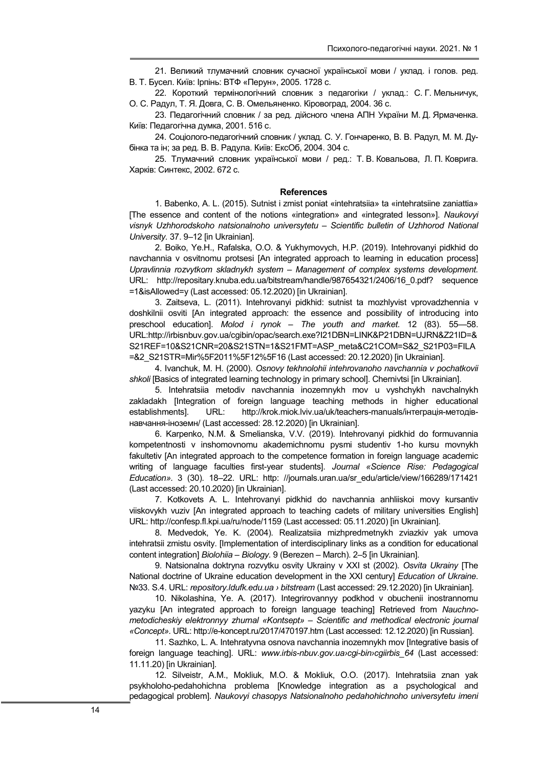21. Великий тлумачний словник сучасної української мови / уклад. і голов. ред. В. Т. Бусел. Київ: Ірпінь: ВТФ «Перун», 2005. 1728 с.

22. Короткий термінологічний словник з педагогіки / уклад.: С. Г. Мельничук, О. С. Радул, Т. Я. Довга, С. В. Омельяненко. Кіровоград, 2004. 36 с.

23. Педагогічний словник / за ред. дійсного члена АПН України М. Д. Ярмаченка. Київ: Педагогічна думка, 2001. 516 с.

24. Соціолого-педагогічний словник / уклад. С. У. Гончаренко, В. В. Радул, М. М. Дубінка та ін; за ред. В. В. Радула. Київ: ЕксОб, 2004. 304 с.

25. Тлумачний словник української мови / ред.: Т. В. Ковальова, Л. П. Коврига. Харків: Синтекс, 2002. 672 с.

**References**

1. Babenko, A. L. (2015). Sutnist i zmist poniat «intehratsiia» ta «intehratsiine zaniattia» [The essence and content of the notions «integration» and «integrated lesson»]. *Naukovyi visnyk Uzhhorodskoho natsionalnoho universytetu – Scientific bulletin of Uzhhorod National University*. 37. 9–12 [in Ukrainian].

2. Boiko, Ye.H., Rafalska, O.O. & Yukhymovych, H.P. (2019). Intehrovanyi pidkhid do navchannia v osvitnomu protsesi [An integrated approach to learning in education process] *Upravlinnia rozvytkom skladnykh system – Management of complex systems development.* URL: http://repositary.knuba.edu.ua/bitstream/handle/987654321/2406/16_0.pdf? sequence =1&isAllowed=y (Last accessed: 05.12.2020) [in Ukrainian].

3. Zaitseva, L. (2011). Intehrovanyi pidkhid: sutnist ta mozhlyvist vprovadzhennia v doshkilnii osviti [An integrated approach: the essence and possibility of introducing into preschool education]. *Molod i rynok – The youth and market*. 12 (83). 55—58. URL:http://irbisnbuv.gov.ua/cgibin/opac/search.exe?I21DBN=LINK&P21DBN=UJRN&Z21ID=&S21REF=10&S21CNR=20&S21STN=1&S21FMT=ASP_meta&C21COM=S&2_S21P03=FILA=&2_S21STR=Mir%5F2011%5F12%5F16 (Last accessed: 20.12.2020) [in Ukrainian].

4. Ivanchuk, M. H. (2000). *Osnovy tekhnolohii intehrovanoho navchannia v pochatkovii shkoli* [Basics of integrated learning technology in primary school]. Chernivtsi [in Ukrainian].

5. Intehratsiia metodiv navchannia inozemnykh mov u vyshchykh navchalnykh zakladakh [Integration of foreign language teaching methods in higher educational establishments]. URL: http://krok.miok.lviv.ua/uk/teachers-manuals/інтеграція-методів-навчання-іноземн/ (Last accessed: 28.12.2020) [in Ukrainian].

6. Karpenko, N.M. & Smelianska, V.V. (2019). Intehrovanyi pidkhid do formuvannia kompetentnosti v inshomovnomu akademichnomu pysmi studentiv 1-ho kursu movnykh fakultetiv [An integrated approach to the competence formation in foreign language academic writing of language faculties first-year students]. *Journal «Science Rise: Pedagogical Education»*. 3 (30). 18–22. URL: http: //journals.uran.ua/sr_edu/article/view/166289/171421 (Last accessed: 20.10.2020) [in Ukrainian].

7. Kotkovets A. L. Intehrovanyi pidkhid do navchannia anhliiskoi movy kursantiv viiskovykh vuziv [An integrated approach to teaching cadets of military universities English] URL: http://confesp.fl.kpi.ua/ru/node/1159 (Last accessed: 05.11.2020) [in Ukrainian].

8. Medvedok, Ye. K. (2004). Realizatsiia mizhpredmetnykh zviazkiv yak umova intehratsii zmistu osvity. [Implementation of interdisciplinary links as a condition for educational content integration] *Biolohiia – Biology*. 9 (Berezen – March). 2–5 [in Ukrainian].

9. Natsionalna doktryna rozvytku osvity Ukrainy v XXI st (2002). *Osvita Ukrainy* [The National doctrine of Ukraine education development in the XXI century] *Education of Ukraine*. №33. S.4. URL: *repository.ldufk.edu.ua › bitstream* (Last accessed: 29.12.2020) [in Ukrainian].

10. Nikolashina, Ye. A. (2017). Integrirovannyy podkhod v obuchenii inostrannomu yazyku [An integrated approach to foreign language teaching] Retrieved from *Nauchno-metodicheskiy elektronnyy zhurnal «Kontsept» – Scientific and methodical electronic journal «Concept»*. URL: http://e-koncept.ru/2017/470197.htm (Last accessed: 12.12.2020) [in Russian].

11. Sazhko, L. A. Intehratyvna osnova navchannia inozemnykh mov [Integrative basis of foreign language teaching]. URL: *www.irbis-nbuv.gov.ua›cgi-bin›cgiirbis_64* (Last accessed: 11.11.20) [in Ukrainian].

12. Silveistr, A.M., Mokliuk, M.O. & Mokliuk, O.O. (2017). Intehratsiia znan yak psykholoho-pedahohichna problema [Knowledge integration as a psychological and pedagogical problem]. *Naukovyi chasopys Natsionalnoho pedahohichnoho universytetu imeni*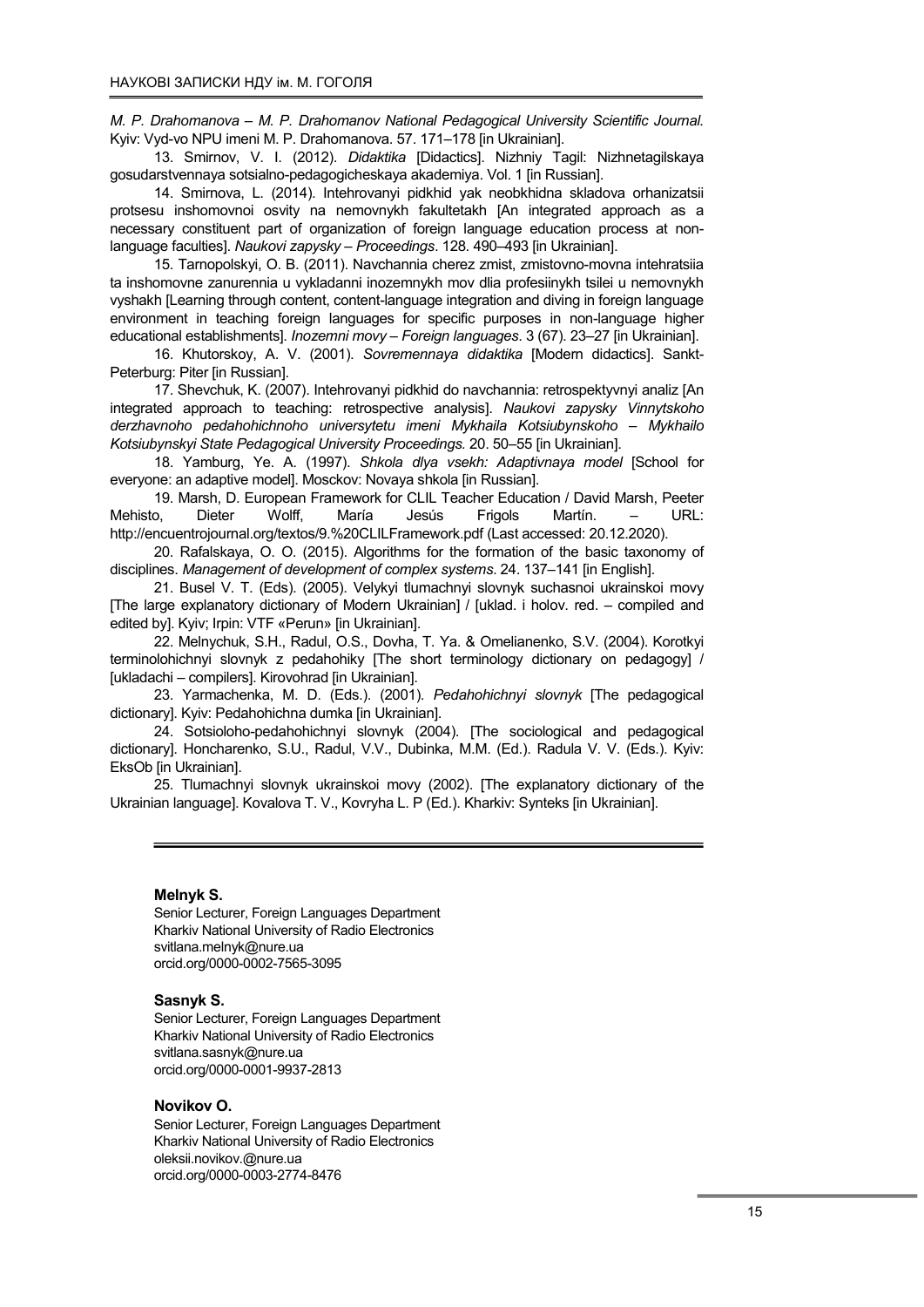*M. P. Drahomanova – M. P. Drahomanov National Pedagogical University Scientific Journal.* Kyiv: Vyd-vo NPU imeni M. P. Drahomanova. 57. 171–178 [in Ukrainian].

13. Smirnov, V. I. (2012). *Didaktika* [Didactics]. Nizhniy Tagil: Nizhnetagilskaya gosudarstvennaya sotsialno-pedagogicheskaya akademiya. Vol. 1 [in Russian].

14. Smirnova, L. (2014). Intehrovanyi pidkhid yak neobkhidna skladova orhanizatsii protsesu inshomovnoi osvity na nemovnykh fakultetakh [An integrated approach as a necessary constituent part of organization of foreign language education process at non-language faculties]. *Naukovi zapysky – Proceedings*. 128. 490–493 [in Ukrainian].

15. Tarnopolskyi, O. B. (2011). Navchannia cherez zmist, zmistovno-movna intehratsiia ta inshomovne zanurennia u vykladanni inozemnykh mov dlia profesiinykh tsilei u nemovnykh vyshakh [Learning through content, content-language integration and diving in foreign language environment in teaching foreign languages for specific purposes in non-language higher educational establishments]. *Inozemni movy – Foreign languages*. 3 (67). 23–27 [in Ukrainian].

16. Khutorskoy, A. V. (2001). *Sovremennaya didaktika* [Modern didactics]. Sankt-Peterburg: Piter [in Russian].

17. Shevchuk, K. (2007). Intehrovanyi pidkhid do navchannia: retrospektyvnyi analiz [An integrated approach to teaching: retrospective analysis]. *Naukovi zapysky Vinnytskoho derzhavnoho pedahohichnoho universytetu imeni Mykhaila Kotsiubynskoho – Mykhailo Kotsiubynskyi State Pedagogical University Proceedings.* 20. 50–55 [in Ukrainian].

18. Yamburg, Ye. A. (1997). *Shkola dlya vsekh: Adaptivnaya model* [School for everyone: an adaptive model]. Mosckov: Novaya shkola [in Russian].

19. Marsh, D. European Framework for CLIL Teacher Education / David Marsh, Peeter Mehisto, Dieter Wolff, María Jesús Frigols Martín. – URL: http://encuentrojournal.org/textos/9.%20CLILFramework.pdf (Last accessed: 20.12.2020).

20. Rafalskaya, O. O. (2015). Algorithms for the formation of the basic taxonomy of disciplines. *Management of development of complex systems*. 24. 137–141 [in English].

21. Busel V. T. (Eds). (2005). Velykyi tlumachnyi slovnyk suchasnoi ukrainskoi movy [The large explanatory dictionary of Modern Ukrainian] / [uklad. i holov. red. – compiled and edited by]. Kyiv; Irpin: VTF «Perun» [in Ukrainian].

22. Melnychuk, S.H., Radul, O.S., Dovha, T. Ya. & Omelianenko, S.V. (2004). Korotkyi terminolohichnyi slovnyk z pedahohiky [The short terminology dictionary on pedagogy] / [ukladachi – compilers]. Kirovohrad [in Ukrainian].

23. Yarmachenka, M. D. (Eds.). (2001). *Pedahohichnyi slovnyk* [The pedagogical dictionary]. Kyiv: Pedahohichna dumka [in Ukrainian].

24. Sotsioloho-pedahohichnyi slovnyk (2004). [The sociological and pedagogical dictionary]. Honcharenko, S.U., Radul, V.V., Dubinka, M.M. (Ed.). Radula V. V. (Eds.). Kyiv: EksOb [in Ukrainian].

25. Tlumachnyi slovnyk ukrainskoi movy (2002). [The explanatory dictionary of the Ukrainian language]. Kovalova T. V., Kovryha L. P (Ed.). Kharkiv: Synteks [in Ukrainian].

---

**Melnyk S.**
Senior Lecturer, Foreign Languages Department
Kharkiv National University of Radio Electronics
svitlana.melnyk@nure.ua
orcid.org/0000-0002-7565-3095

**Sasnyk S.**
Senior Lecturer, Foreign Languages Department
Kharkiv National University of Radio Electronics
svitlana.sasnyk@nure.ua
orcid.org/0000-0001-9937-2813

**Novikov O.**
Senior Lecturer, Foreign Languages Department
Kharkiv National University of Radio Electronics
oleksii.novikov.@nure.ua
orcid.org/0000-0003-2774-8476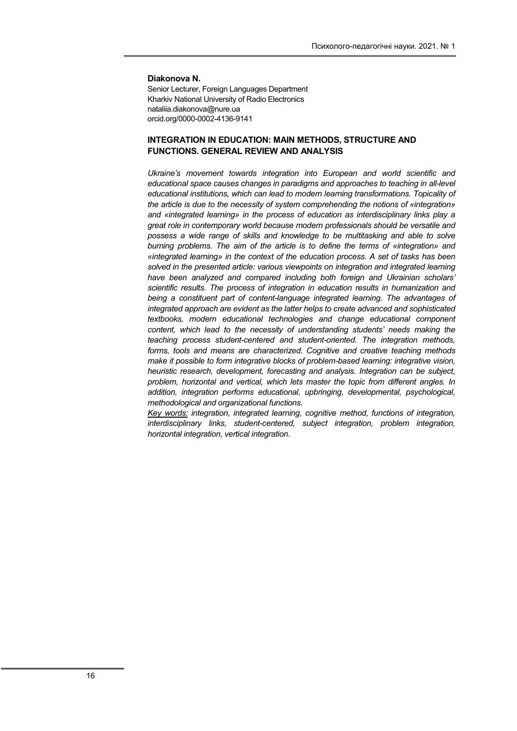**Diakonova N.**
Senior Lecturer, Foreign Languages Department
Kharkiv National University of Radio Electronics
nataliia.diakonova@nure.ua
orcid.org/0000-0002-4136-9141

## INTEGRATION IN EDUCATION: MAIN METHODS, STRUCTURE AND FUNCTIONS. GENERAL REVIEW AND ANALYSIS

*Ukraine's movement towards integration into European and world scientific and educational space causes changes in paradigms and approaches to teaching in all-level educational institutions, which can lead to modern learning transformations. Topicality of the article is due to the necessity of system comprehending the notions of «integration» and «integrated learning» in the process of education as interdisciplinary links play a great role in contemporary world because modern professionals should be versatile and possess a wide range of skills and knowledge to be multitasking and able to solve burning problems. The aim of the article is to define the terms of «integration» and «integrated learning» in the context of the education process. A set of tasks has been solved in the presented article: various viewpoints on integration and integrated learning have been analyzed and compared including both foreign and Ukrainian scholars' scientific results. The process of integration in education results in humanization and being a constituent part of content-language integrated learning. The advantages of integrated approach are evident as the latter helps to create advanced and sophisticated textbooks, modern educational technologies and change educational component content, which lead to the necessity of understanding students' needs making the teaching process student-centered and student-oriented. The integration methods, forms, tools and means are characterized. Cognitive and creative teaching methods make it possible to form integrative blocks of problem-based learning: integrative vision, heuristic research, development, forecasting and analysis. Integration can be subject, problem, horizontal and vertical, which lets master the topic from different angles. In addition, integration performs educational, upbringing, developmental, psychological, methodological and organizational functions.*

*Key words: integration, integrated learning, cognitive method, functions of integration, interdisciplinary links, student-centered, subject integration, problem integration, horizontal integration, vertical integration.*